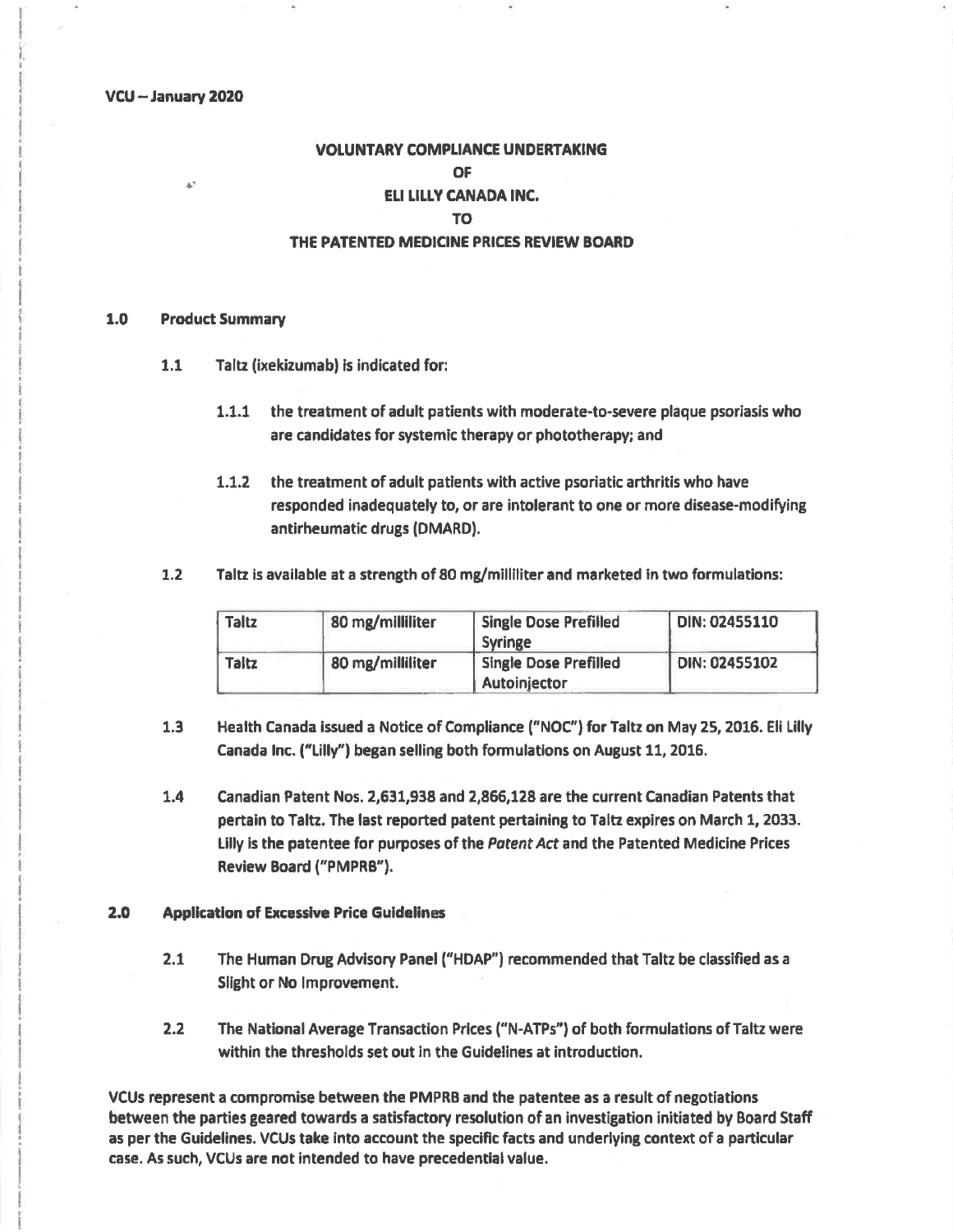VCU – January 2020

# VOLUNTARY COMPLIANCE UNDERTAKING

# OF

# ELI LILLY CANADA INC.

# TO

# THE PATENTED MEDICINE PRICES REVIEW BOARD

## 1.0 Product Summary

**1.1** Taltz (ixekizumab) is indicated for:

**1.1.1** the treatment of adult patients with moderate-to-severe plaque psoriasis who are candidates for systemic therapy or phototherapy; and

**1.1.2** the treatment of adult patients with active psoriatic arthritis who have responded inadequately to, or are intolerant to one or more disease-modifying antirheumatic drugs (DMARD).

**1.2** Taltz is available at a strength of 80 mg/milliliter and marketed in two formulations:

| Taltz | 80 mg/milliliter | Single Dose Prefilled Syringe | DIN: 02455110 |
|---|---|---|---|
| Taltz | 80 mg/milliliter | Single Dose Prefilled Autoinjector | DIN: 02455102 |

**1.3** Health Canada issued a Notice of Compliance ("NOC") for Taltz on May 25, 2016. Eli Lilly Canada Inc. ("Lilly") began selling both formulations on August 11, 2016.

**1.4** Canadian Patent Nos. 2,631,938 and 2,866,128 are the current Canadian Patents that pertain to Taltz. The last reported patent pertaining to Taltz expires on March 1, 2033. Lilly is the patentee for purposes of the *Patent Act* and the Patented Medicine Prices Review Board ("PMPRB").

## 2.0 Application of Excessive Price Guidelines

**2.1** The Human Drug Advisory Panel ("HDAP") recommended that Taltz be classified as a Slight or No Improvement.

**2.2** The National Average Transaction Prices ("N-ATPs") of both formulations of Taltz were within the thresholds set out in the Guidelines at introduction.

**VCUs represent a compromise between the PMPRB and the patentee as a result of negotiations between the parties geared towards a satisfactory resolution of an investigation initiated by Board Staff as per the Guidelines. VCUs take into account the specific facts and underlying context of a particular case. As such, VCUs are not intended to have precedential value.**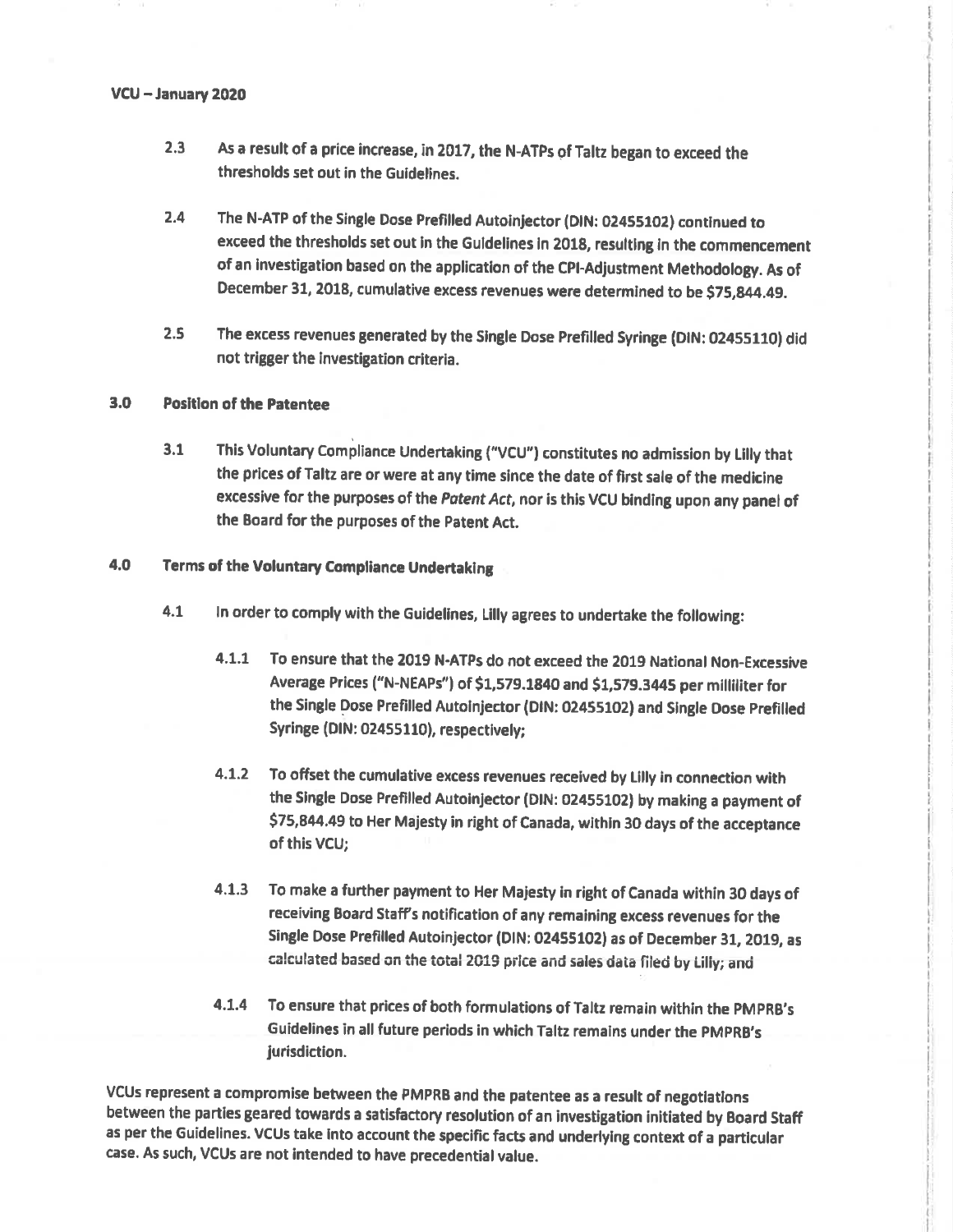2.3 As a result of a price increase, in 2017, the N-ATPs of Taltz began to exceed the thresholds set out in the Guidelines.

2.4 The N-ATP of the Single Dose Prefilled Autoinjector (DIN: 02455102) continued to exceed the thresholds set out in the Guidelines in 2018, resulting in the commencement of an investigation based on the application of the CPI-Adjustment Methodology. As of December 31, 2018, cumulative excess revenues were determined to be $75,844.49.

2.5 The excess revenues generated by the Single Dose Prefilled Syringe (DIN: 02455110) did not trigger the investigation criteria.

## 3.0 Position of the Patentee

3.1 This Voluntary Compliance Undertaking ("VCU") constitutes no admission by Lilly that the prices of Taltz are or were at any time since the date of first sale of the medicine excessive for the purposes of the *Patent Act*, nor is this VCU binding upon any panel of the Board for the purposes of the Patent Act.

## 4.0 Terms of the Voluntary Compliance Undertaking

4.1 In order to comply with the Guidelines, Lilly agrees to undertake the following:

4.1.1 To ensure that the 2019 N-ATPs do not exceed the 2019 National Non-Excessive Average Prices ("N-NEAPs") of $1,579.1840 and $1,579.3445 per milliliter for the Single Dose Prefilled Autoinjector (DIN: 02455102) and Single Dose Prefilled Syringe (DIN: 02455110), respectively;

4.1.2 To offset the cumulative excess revenues received by Lilly in connection with the Single Dose Prefilled Autoinjector (DIN: 02455102) by making a payment of $75,844.49 to Her Majesty in right of Canada, within 30 days of the acceptance of this VCU;

4.1.3 To make a further payment to Her Majesty in right of Canada within 30 days of receiving Board Staff's notification of any remaining excess revenues for the Single Dose Prefilled Autoinjector (DIN: 02455102) as of December 31, 2019, as calculated based on the total 2019 price and sales data filed by Lilly; and

4.1.4 To ensure that prices of both formulations of Taltz remain within the PMPRB's Guidelines in all future periods in which Taltz remains under the PMPRB's jurisdiction.

**VCUs represent a compromise between the PMPRB and the patentee as a result of negotiations between the parties geared towards a satisfactory resolution of an investigation initiated by Board Staff as per the Guidelines. VCUs take into account the specific facts and underlying context of a particular case. As such, VCUs are not intended to have precedential value.**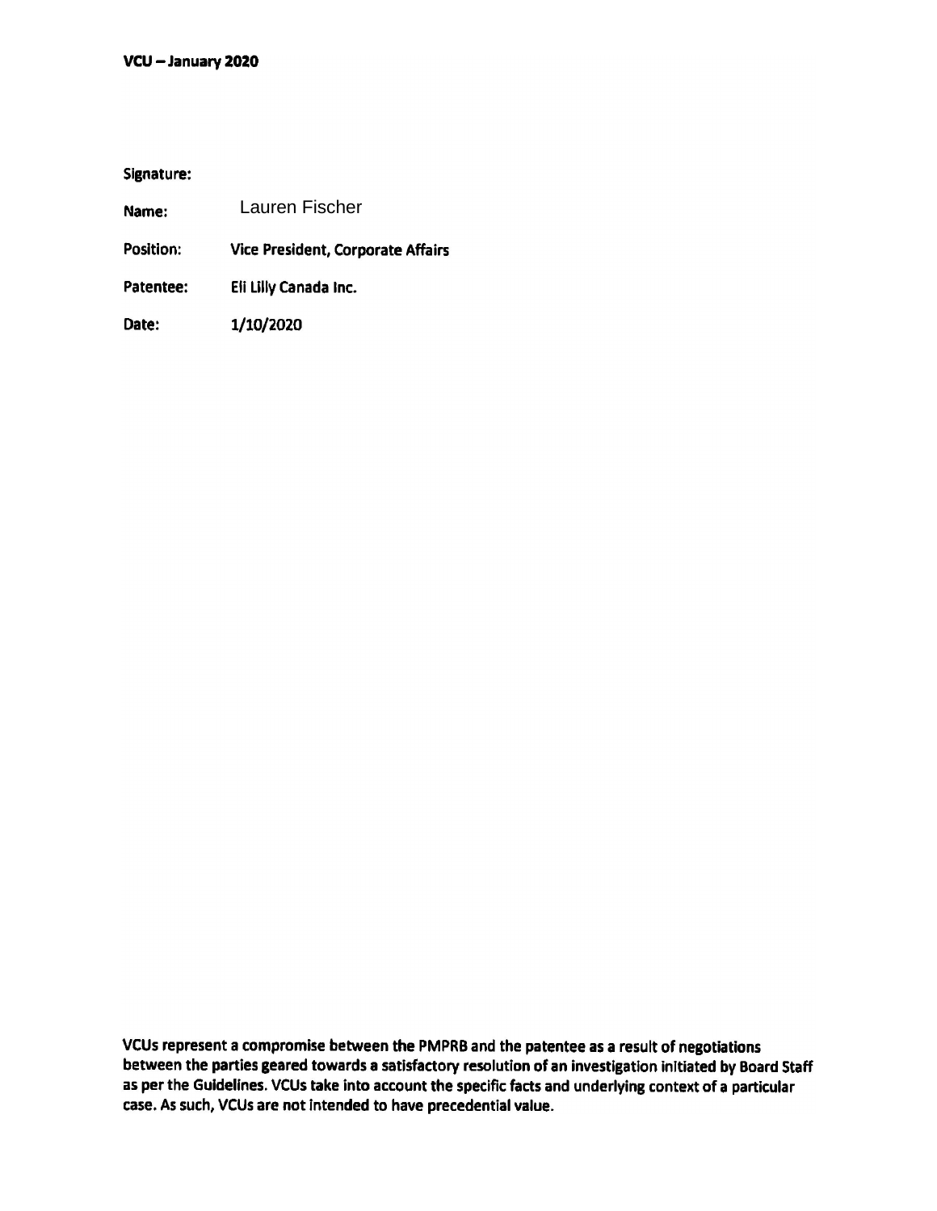Signature:

Name: Lauren Fischer

Position: Vice President, Corporate Affairs

Patentee: Eli Lilly Canada Inc.

Date: 1/10/2020

VCUs represent a compromise between the PMPRB and the patentee as a result of negotiations between the parties geared towards a satisfactory resolution of an investigation initiated by Board Staff as per the Guidelines. VCUs take into account the specific facts and underlying context of a particular case. As such, VCUs are not intended to have precedential value.